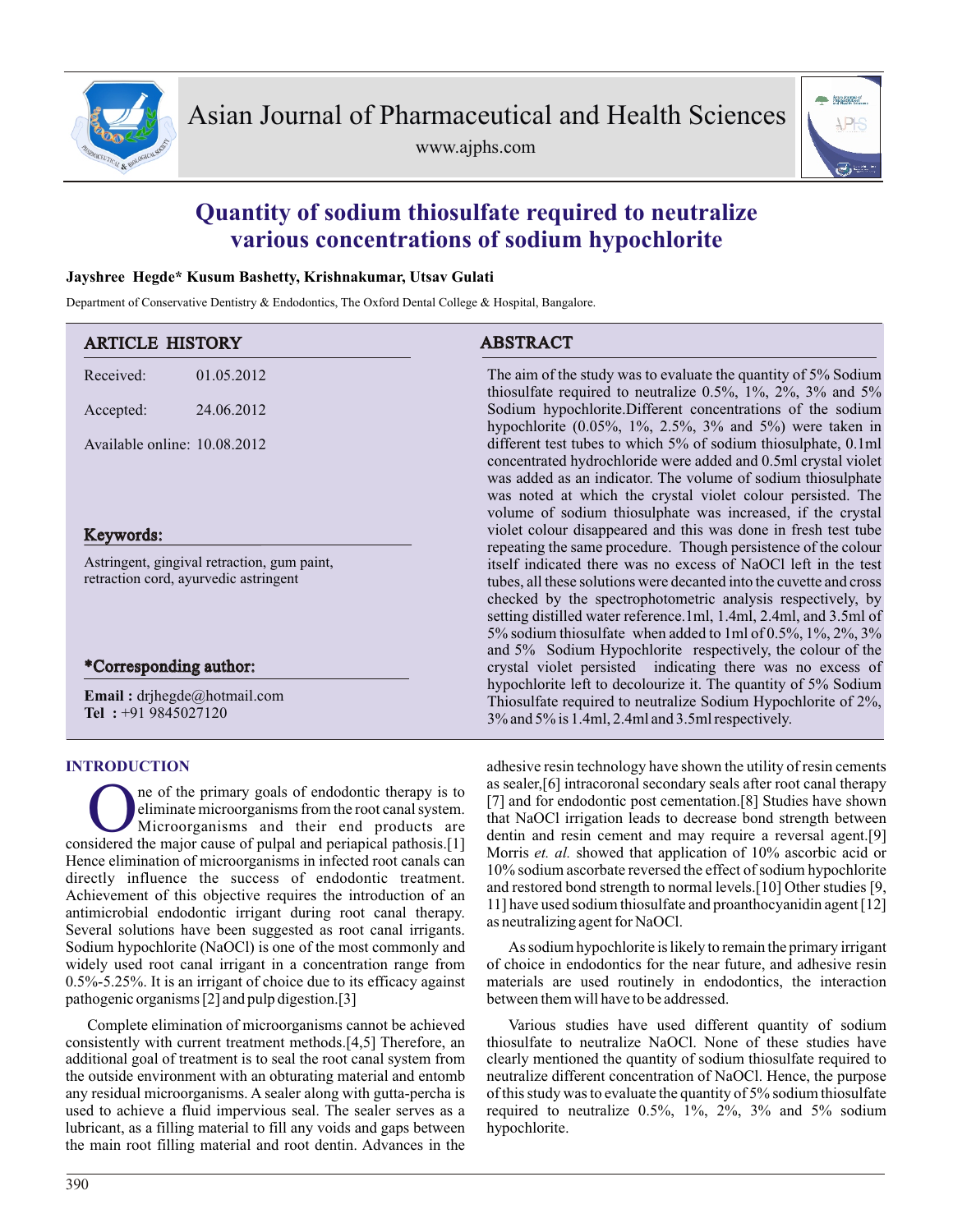# Quantity of sodium thiosulfate required to neutralize various concentrations of sodium hypochlorite

**Jayshree Hegde* Kusum Bashetty, Krishnakumar, Utsav Gulati**

Department of Conservative Dentistry & Endodontics, The Oxford Dental College & Hospital, Bangalore.

## ARTICLE HISTORY

Received: 01.05.2012

Accepted: 24.06.2012

Available online: 10.08.2012

## Keywords:

Astringent, gingival retraction, gum paint, retraction cord, ayurvedic astringent

## *Corresponding author:

**Email :** drjhegde@hotmail.com
**Tel :** +91 9845027120

## ABSTRACT

The aim of the study was to evaluate the quantity of 5% Sodium thiosulfate required to neutralize 0.5%, 1%, 2%, 3% and 5% Sodium hypochlorite.Different concentrations of the sodium hypochlorite (0.05%, 1%, 2.5%, 3% and 5%) were taken in different test tubes to which 5% of sodium thiosulphate, 0.1ml concentrated hydrochloride were added and 0.5ml crystal violet was added as an indicator. The volume of sodium thiosulphate was noted at which the crystal violet colour persisted. The volume of sodium thiosulphate was increased, if the crystal violet colour disappeared and this was done in fresh test tube repeating the same procedure. Though persistence of the colour itself indicated there was no excess of NaOCl left in the test tubes, all these solutions were decanted into the cuvette and cross checked by the spectrophotometric analysis respectively, by setting distilled water reference.1ml, 1.4ml, 2.4ml, and 3.5ml of 5% sodium thiosulfate when added to 1ml of 0.5%, 1%, 2%, 3% and 5% Sodium Hypochlorite respectively, the colour of the crystal violet persisted indicating there was no excess of hypochlorite left to decolourize it. The quantity of 5% Sodium Thiosulfate required to neutralize Sodium Hypochlorite of 2%, 3% and 5% is 1.4ml, 2.4ml and 3.5ml respectively.

## INTRODUCTION

One of the primary goals of endodontic therapy is to eliminate microorganisms from the root canal system. Microorganisms and their end products are considered the major cause of pulpal and periapical pathosis.[1] Hence elimination of microorganisms in infected root canals can directly influence the success of endodontic treatment. Achievement of this objective requires the introduction of an antimicrobial endodontic irrigant during root canal therapy. Several solutions have been suggested as root canal irrigants. Sodium hypochlorite (NaOCl) is one of the most commonly and widely used root canal irrigant in a concentration range from 0.5%-5.25%. It is an irrigant of choice due to its efficacy against pathogenic organisms [2] and pulp digestion.[3]

Complete elimination of microorganisms cannot be achieved consistently with current treatment methods.[4,5] Therefore, an additional goal of treatment is to seal the root canal system from the outside environment with an obturating material and entomb any residual microorganisms. A sealer along with gutta-percha is used to achieve a fluid impervious seal. The sealer serves as a lubricant, as a filling material to fill any voids and gaps between the main root filling material and root dentin. Advances in the adhesive resin technology have shown the utility of resin cements as sealer,[6] intracoronal secondary seals after root canal therapy [7] and for endodontic post cementation.[8] Studies have shown that NaOCl irrigation leads to decrease bond strength between dentin and resin cement and may require a reversal agent.[9] Morris *et. al.* showed that application of 10% ascorbic acid or 10% sodium ascorbate reversed the effect of sodium hypochlorite and restored bond strength to normal levels.[10] Other studies [9, 11] have used sodium thiosulfate and proanthocyanidin agent [12] as neutralizing agent for NaOCl.

As sodium hypochlorite is likely to remain the primary irrigant of choice in endodontics for the near future, and adhesive resin materials are used routinely in endodontics, the interaction between them will have to be addressed.

Various studies have used different quantity of sodium thiosulfate to neutralize NaOCl. None of these studies have clearly mentioned the quantity of sodium thiosulfate required to neutralize different concentration of NaOCl. Hence, the purpose of this study was to evaluate the quantity of 5% sodium thiosulfate required to neutralize 0.5%, 1%, 2%, 3% and 5% sodium hypochlorite.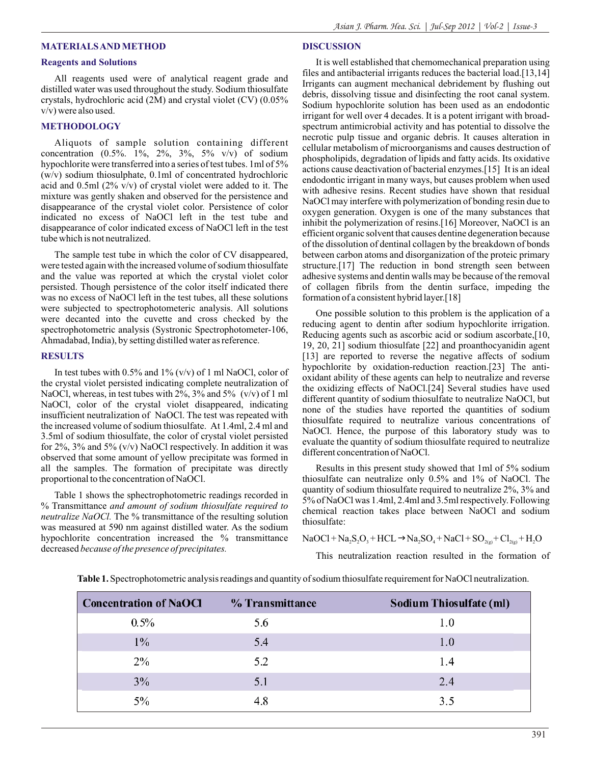## MATERIALS AND METHOD

### Reagents and Solutions

All reagents used were of analytical reagent grade and distilled water was used throughout the study. Sodium thiosulfate crystals, hydrochloric acid (2M) and crystal violet (CV) (0.05% v/v) were also used.

### METHODOLOGY

Aliquots of sample solution containing different concentration (0.5%. 1%, 2%, 3%, 5% v/v) of sodium hypochlorite were transferred into a series of test tubes. 1ml of 5% (w/v) sodium thiosulphate, 0.1ml of concentrated hydrochloric acid and 0.5ml (2% v/v) of crystal violet were added to it. The mixture was gently shaken and observed for the persistence and disappearance of the crystal violet color. Persistence of color indicated no excess of NaOCl left in the test tube and disappearance of color indicated excess of NaOCl left in the test tube which is not neutralized.

The sample test tube in which the color of CV disappeared, were tested again with the increased volume of sodium thiosulfate and the value was reported at which the crystal violet color persisted. Though persistence of the color itself indicated there was no excess of NaOCl left in the test tubes, all these solutions were subjected to spectrophotometeric analysis. All solutions were decanted into the cuvette and cross checked by the spectrophotometric analysis (Systronic Spectrophotometer-106, Ahmadabad, India), by setting distilled water as reference.

## RESULTS

In test tubes with 0.5% and 1% (v/v) of 1 ml NaOCl, color of the crystal violet persisted indicating complete neutralization of NaOCl, whereas, in test tubes with 2%, 3% and 5% (v/v) of 1 ml NaOCl, color of the crystal violet disappeared, indicating insufficient neutralization of NaOCl. The test was repeated with the increased volume of sodium thiosulfate. At 1.4ml, 2.4 ml and 3.5ml of sodium thiosulfate, the color of crystal violet persisted for 2%, 3% and 5% (v/v) NaOCl respectively. In addition it was observed that some amount of yellow precipitate was formed in all the samples. The formation of precipitate was directly proportional to the concentration of NaOCl.

Table 1 shows the sphectrophotometric readings recorded in % Transmittance *and amount of sodium thiosulfate required to neutralize NaOCl.* The % transmittance of the resulting solution was measured at 590 nm against distilled water. As the sodium hypochlorite concentration increased the % transmittance decreased *because of the presence of precipitates.*

## DISCUSSION

It is well established that chemomechanical preparation using files and antibacterial irrigants reduces the bacterial load.[13,14] Irrigants can augment mechanical debridement by flushing out debris, dissolving tissue and disinfecting the root canal system. Sodium hypochlorite solution has been used as an endodontic irrigant for well over 4 decades. It is a potent irrigant with broad-spectrum antimicrobial activity and has potential to dissolve the necrotic pulp tissue and organic debris. It causes alteration in cellular metabolism of microorganisms and causes destruction of phospholipids, degradation of lipids and fatty acids. Its oxidative actions cause deactivation of bacterial enzymes.[15] It is an ideal endodontic irrigant in many ways, but causes problem when used with adhesive resins. Recent studies have shown that residual NaOCl may interfere with polymerization of bonding resin due to oxygen generation. Oxygen is one of the many substances that inhibit the polymerization of resins.[16] Moreover, NaOCl is an efficient organic solvent that causes dentine degeneration because of the dissolution of dentinal collagen by the breakdown of bonds between carbon atoms and disorganization of the proteic primary structure.[17] The reduction in bond strength seen between adhesive systems and dentin walls may be because of the removal of collagen fibrils from the dentin surface, impeding the formation of a consistent hybrid layer.[18]

One possible solution to this problem is the application of a reducing agent to dentin after sodium hypochlorite irrigation. Reducing agents such as ascorbic acid or sodium ascorbate,[10, 19, 20, 21] sodium thiosulfate [22] and proanthocyanidin agent [13] are reported to reverse the negative affects of sodium hypochlorite by oxidation-reduction reaction.[23] The anti-oxidant ability of these agents can help to neutralize and reverse the oxidizing effects of NaOCl.[24] Several studies have used different quantity of sodium thiosulfate to neutralize NaOCl, but none of the studies have reported the quantities of sodium thiosulfate required to neutralize various concentrations of NaOCl. Hence, the purpose of this laboratory study was to evaluate the quantity of sodium thiosulfate required to neutralize different concentration of NaOCl.

Results in this present study showed that 1ml of 5% sodium thiosulfate can neutralize only 0.5% and 1% of NaOCl. The quantity of sodium thiosulfate required to neutralize 2%, 3% and 5% of NaOCl was 1.4ml, 2.4ml and 3.5ml respectively. Following chemical reaction takes place between NaOCl and sodium thiosulfate:

$$NaOCl + Na_2S_2O_3 + HCL \rightarrow Na_2SO_4 + NaCl + SO_{2(g)} + Cl_{2(g)} + H_2O$$

This neutralization reaction resulted in the formation of

**Table 1.** Spectrophotometric analysis readings and quantity of sodium thiosulfate requirement for NaOCl neutralization.

| Concentration of NaOCl | % Transmittance | Sodium Thiosulfate (ml) |
|---|---|---|
| 0.5% | 5.6 | 1.0 |
| 1% | 5.4 | 1.0 |
| 2% | 5.2 | 1.4 |
| 3% | 5.1 | 2.4 |
| 5% | 4.8 | 3.5 |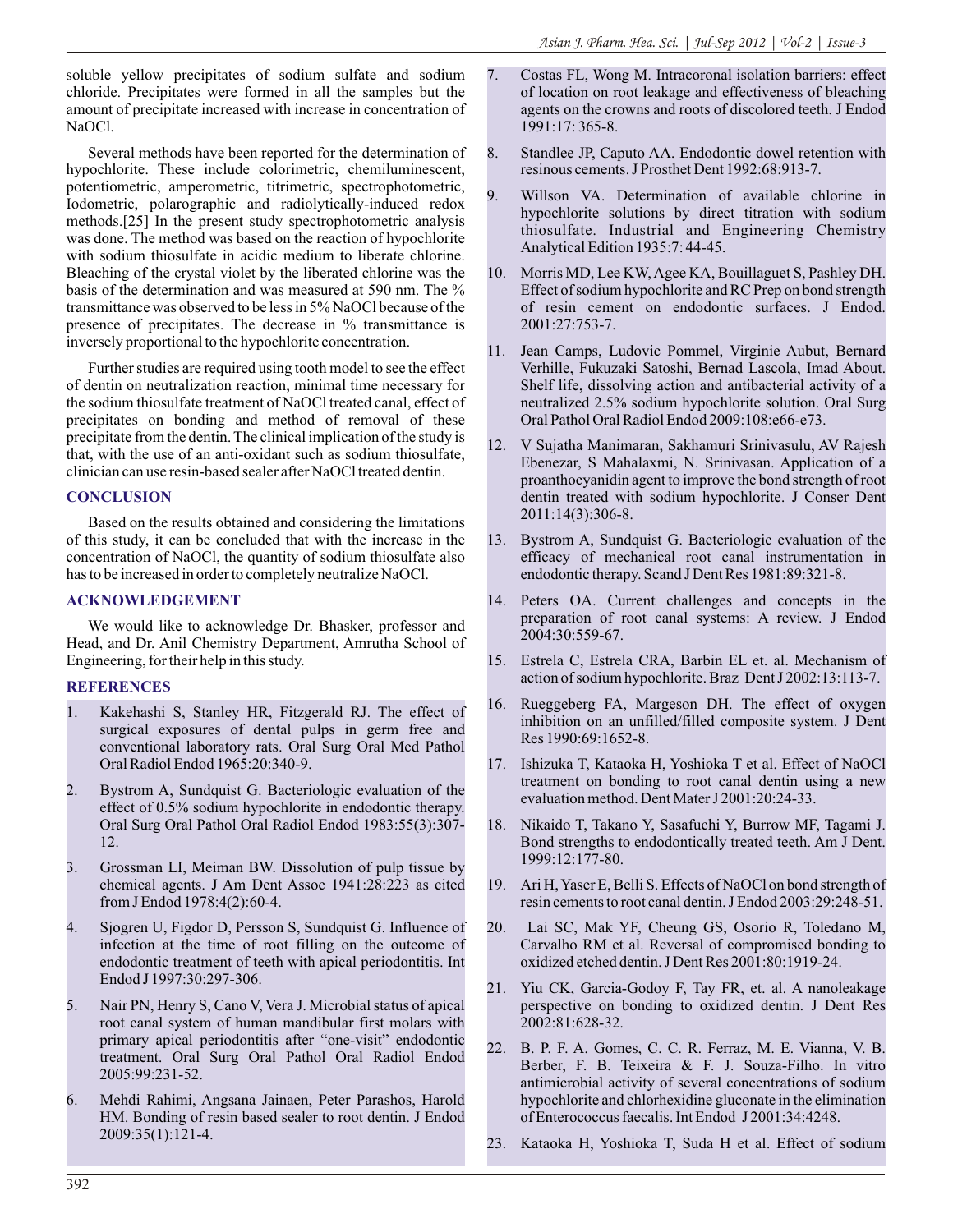soluble yellow precipitates of sodium sulfate and sodium chloride. Precipitates were formed in all the samples but the amount of precipitate increased with increase in concentration of NaOCl.

Several methods have been reported for the determination of hypochlorite. These include colorimetric, chemiluminescent, potentiometric, amperometric, titrimetric, spectrophotometric, Iodometric, polarographic and radiolytically-induced redox methods.[25] In the present study spectrophotometric analysis was done. The method was based on the reaction of hypochlorite with sodium thiosulfate in acidic medium to liberate chlorine. Bleaching of the crystal violet by the liberated chlorine was the basis of the determination and was measured at 590 nm. The % transmittance was observed to be less in 5% NaOCl because of the presence of precipitates. The decrease in % transmittance is inversely proportional to the hypochlorite concentration.

Further studies are required using tooth model to see the effect of dentin on neutralization reaction, minimal time necessary for the sodium thiosulfate treatment of NaOCl treated canal, effect of precipitates on bonding and method of removal of these precipitate from the dentin. The clinical implication of the study is that, with the use of an anti-oxidant such as sodium thiosulfate, clinician can use resin-based sealer after NaOCl treated dentin.

## CONCLUSION

Based on the results obtained and considering the limitations of this study, it can be concluded that with the increase in the concentration of NaOCl, the quantity of sodium thiosulfate also has to be increased in order to completely neutralize NaOCl.

## ACKNOWLEDGEMENT

We would like to acknowledge Dr. Bhasker, professor and Head, and Dr. Anil Chemistry Department, Amrutha School of Engineering, for their help in this study.

## REFERENCES

1. Kakehashi S, Stanley HR, Fitzgerald RJ. The effect of surgical exposures of dental pulps in germ free and conventional laboratory rats. Oral Surg Oral Med Pathol Oral Radiol Endod 1965:20:340-9.
2. Bystrom A, Sundquist G. Bacteriologic evaluation of the effect of 0.5% sodium hypochlorite in endodontic therapy. Oral Surg Oral Pathol Oral Radiol Endod 1983:55(3):307-12.
3. Grossman LI, Meiman BW. Dissolution of pulp tissue by chemical agents. J Am Dent Assoc 1941:28:223 as cited from J Endod 1978:4(2):60-4.
4. Sjogren U, Figdor D, Persson S, Sundquist G. Influence of infection at the time of root filling on the outcome of endodontic treatment of teeth with apical periodontitis. Int Endod J 1997:30:297-306.
5. Nair PN, Henry S, Cano V, Vera J. Microbial status of apical root canal system of human mandibular first molars with primary apical periodontitis after "one-visit" endodontic treatment. Oral Surg Oral Pathol Oral Radiol Endod 2005:99:231-52.
6. Mehdi Rahimi, Angsana Jainaen, Peter Parashos, Harold HM. Bonding of resin based sealer to root dentin. J Endod 2009:35(1):121-4.
7. Costas FL, Wong M. Intracoronal isolation barriers: effect of location on root leakage and effectiveness of bleaching agents on the crowns and roots of discolored teeth. J Endod 1991:17: 365-8.
8. Standlee JP, Caputo AA. Endodontic dowel retention with resinous cements. J Prosthet Dent 1992:68:913-7.
9. Willson VA. Determination of available chlorine in hypochlorite solutions by direct titration with sodium thiosulfate. Industrial and Engineering Chemistry Analytical Edition 1935:7: 44-45.
10. Morris MD, Lee KW, Agee KA, Bouillaguet S, Pashley DH. Effect of sodium hypochlorite and RC Prep on bond strength of resin cement on endodontic surfaces. J Endod. 2001:27:753-7.
11. Jean Camps, Ludovic Pommel, Virginie Aubut, Bernard Verhille, Fukuzaki Satoshi, Bernad Lascola, Imad About. Shelf life, dissolving action and antibacterial activity of a neutralized 2.5% sodium hypochlorite solution. Oral Surg Oral Pathol Oral Radiol Endod 2009:108:e66-e73.
12. V Sujatha Manimaran, Sakhamuri Srinivasulu, AV Rajesh Ebenezar, S Mahalaxmi, N. Srinivasan. Application of a proanthocyanidin agent to improve the bond strength of root dentin treated with sodium hypochlorite. J Conser Dent 2011:14(3):306-8.
13. Bystrom A, Sundquist G. Bacteriologic evaluation of the efficacy of mechanical root canal instrumentation in endodontic therapy. Scand J Dent Res 1981:89:321-8.
14. Peters OA. Current challenges and concepts in the preparation of root canal systems: A review. J Endod 2004:30:559-67.
15. Estrela C, Estrela CRA, Barbin EL et. al. Mechanism of action of sodium hypochlorite. Braz Dent J 2002:13:113-7.
16. Rueggeberg FA, Margeson DH. The effect of oxygen inhibition on an unfilled/filled composite system. J Dent Res 1990:69:1652-8.
17. Ishizuka T, Kataoka H, Yoshioka T et al. Effect of NaOCl treatment on bonding to root canal dentin using a new evaluation method. Dent Mater J 2001:20:24-33.
18. Nikaido T, Takano Y, Sasafuchi Y, Burrow MF, Tagami J. Bond strengths to endodontically treated teeth. Am J Dent. 1999:12:177-80.
19. Ari H, Yaser E, Belli S. Effects of NaOCl on bond strength of resin cements to root canal dentin. J Endod 2003:29:248-51.
20. Lai SC, Mak YF, Cheung GS, Osorio R, Toledano M, Carvalho RM et al. Reversal of compromised bonding to oxidized etched dentin. J Dent Res 2001:80:1919-24.
21. Yiu CK, Garcia-Godoy F, Tay FR, et. al. A nanoleakage perspective on bonding to oxidized dentin. J Dent Res 2002:81:628-32.
22. B. P. F. A. Gomes, C. C. R. Ferraz, M. E. Vianna, V. B. Berber, F. B. Teixeira & F. J. Souza-Filho. In vitro antimicrobial activity of several concentrations of sodium hypochlorite and chlorhexidine gluconate in the elimination of Enterococcus faecalis. Int Endod J 2001:34:4248.
23. Kataoka H, Yoshioka T, Suda H et al. Effect of sodium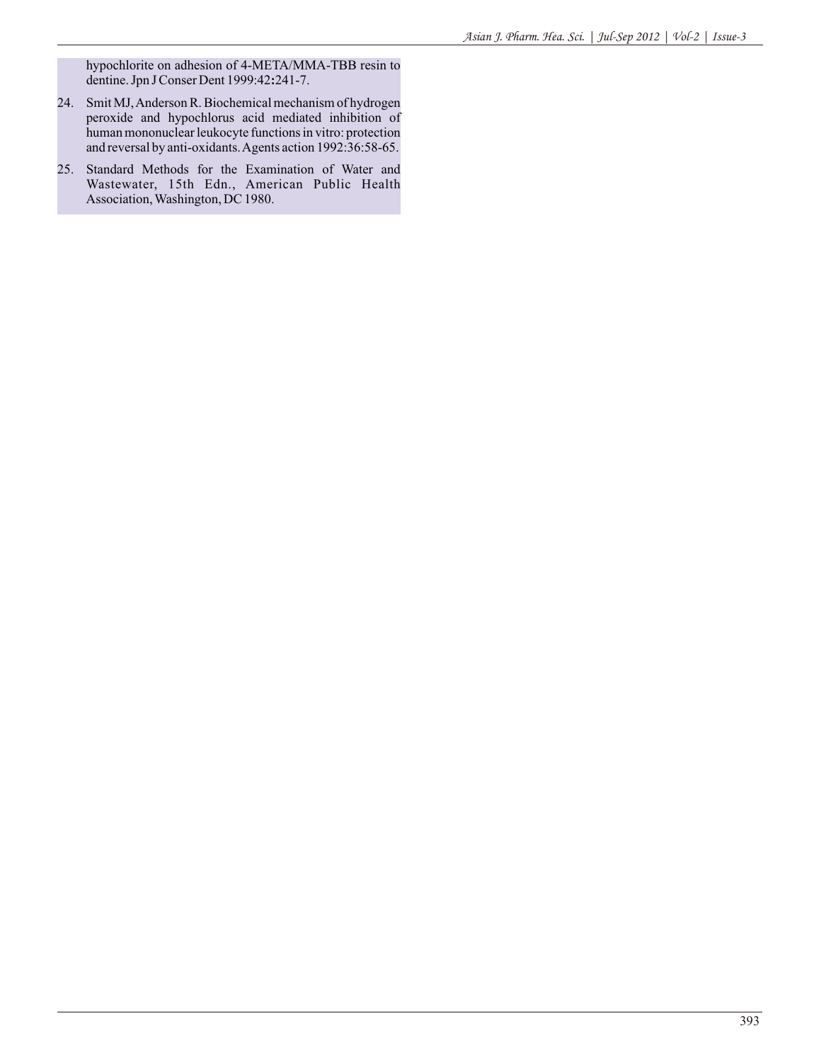hypochlorite on adhesion of 4-META/MMA-TBB resin to dentine. Jpn J Conser Dent 1999:42**:**241-7.

24. Smit MJ, Anderson R. Biochemical mechanism of hydrogen peroxide and hypochlorus acid mediated inhibition of human mononuclear leukocyte functions in vitro: protection and reversal by anti-oxidants. Agents action 1992:36:58-65.

25. Standard Methods for the Examination of Water and Wastewater, 15th Edn., American Public Health Association, Washington, DC 1980.